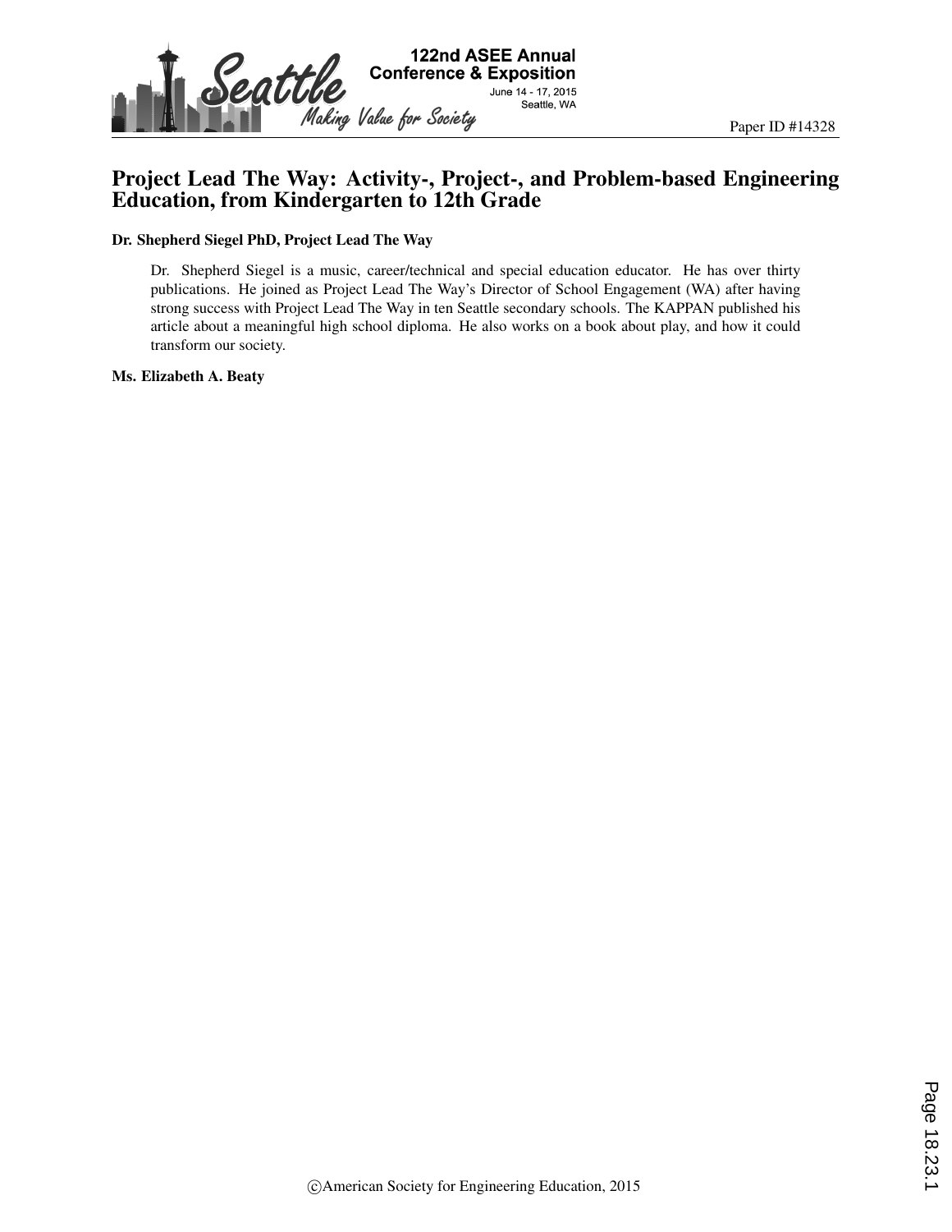# Project Lead The Way: Activity-, Project-, and Problem-based Engineering Education, from Kindergarten to 12th Grade

**Dr. Shepherd Siegel PhD, Project Lead The Way**

Dr. Shepherd Siegel is a music, career/technical and special education educator. He has over thirty publications. He joined as Project Lead The Way's Director of School Engagement (WA) after having strong success with Project Lead The Way in ten Seattle secondary schools. The KAPPAN published his article about a meaningful high school diploma. He also works on a book about play, and how it could transform our society.

**Ms. Elizabeth A. Beaty**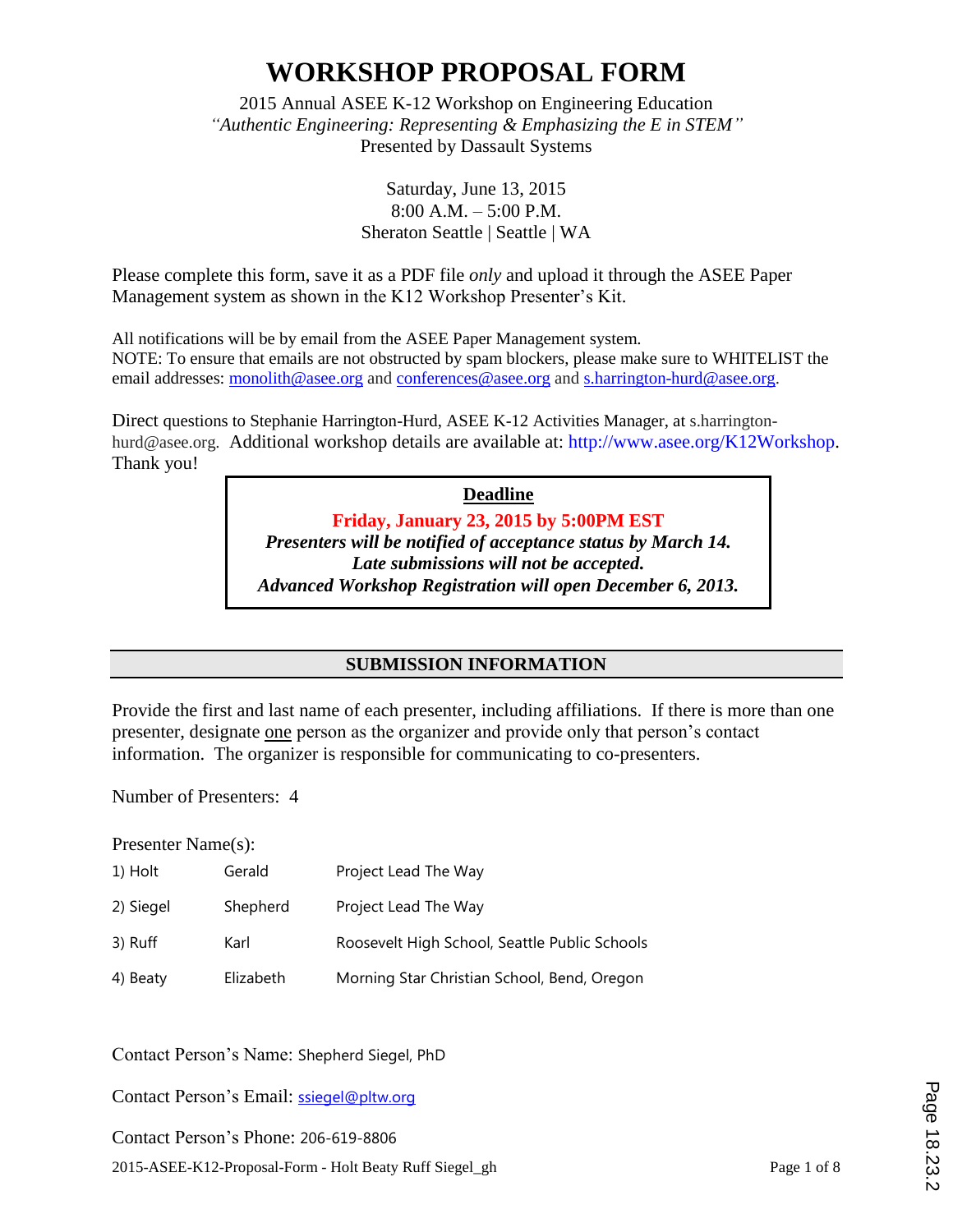# WORKSHOP PROPOSAL FORM

2015 Annual ASEE K-12 Workshop on Engineering Education
*"Authentic Engineering: Representing & Emphasizing the E in STEM"*
Presented by Dassault Systems

Saturday, June 13, 2015
8:00 A.M. – 5:00 P.M.
Sheraton Seattle | Seattle | WA

Please complete this form, save it as a PDF file *only* and upload it through the ASEE Paper Management system as shown in the K12 Workshop Presenter's Kit.

All notifications will be by email from the ASEE Paper Management system.
NOTE: To ensure that emails are not obstructed by spam blockers, please make sure to WHITELIST the email addresses: monolith@asee.org and conferences@asee.org and s.harrington-hurd@asee.org.

Direct questions to Stephanie Harrington-Hurd, ASEE K-12 Activities Manager, at s.harrington-hurd@asee.org. Additional workshop details are available at: http://www.asee.org/K12Workshop. Thank you!

**Deadline**

**Friday, January 23, 2015 by 5:00PM EST**
***Presenters will be notified of acceptance status by March 14.***
***Late submissions will not be accepted.***
***Advanced Workshop Registration will open December 6, 2013.***

## SUBMISSION INFORMATION

Provide the first and last name of each presenter, including affiliations. If there is more than one presenter, designate one person as the organizer and provide only that person's contact information. The organizer is responsible for communicating to co-presenters.

Number of Presenters: 4

Presenter Name(s):

1) Holt Gerald Project Lead The Way
2) Siegel Shepherd Project Lead The Way
3) Ruff Karl Roosevelt High School, Seattle Public Schools
4) Beaty Elizabeth Morning Star Christian School, Bend, Oregon

Contact Person's Name: Shepherd Siegel, PhD

Contact Person's Email: ssiegel@pltw.org

Contact Person's Phone: 206-619-8806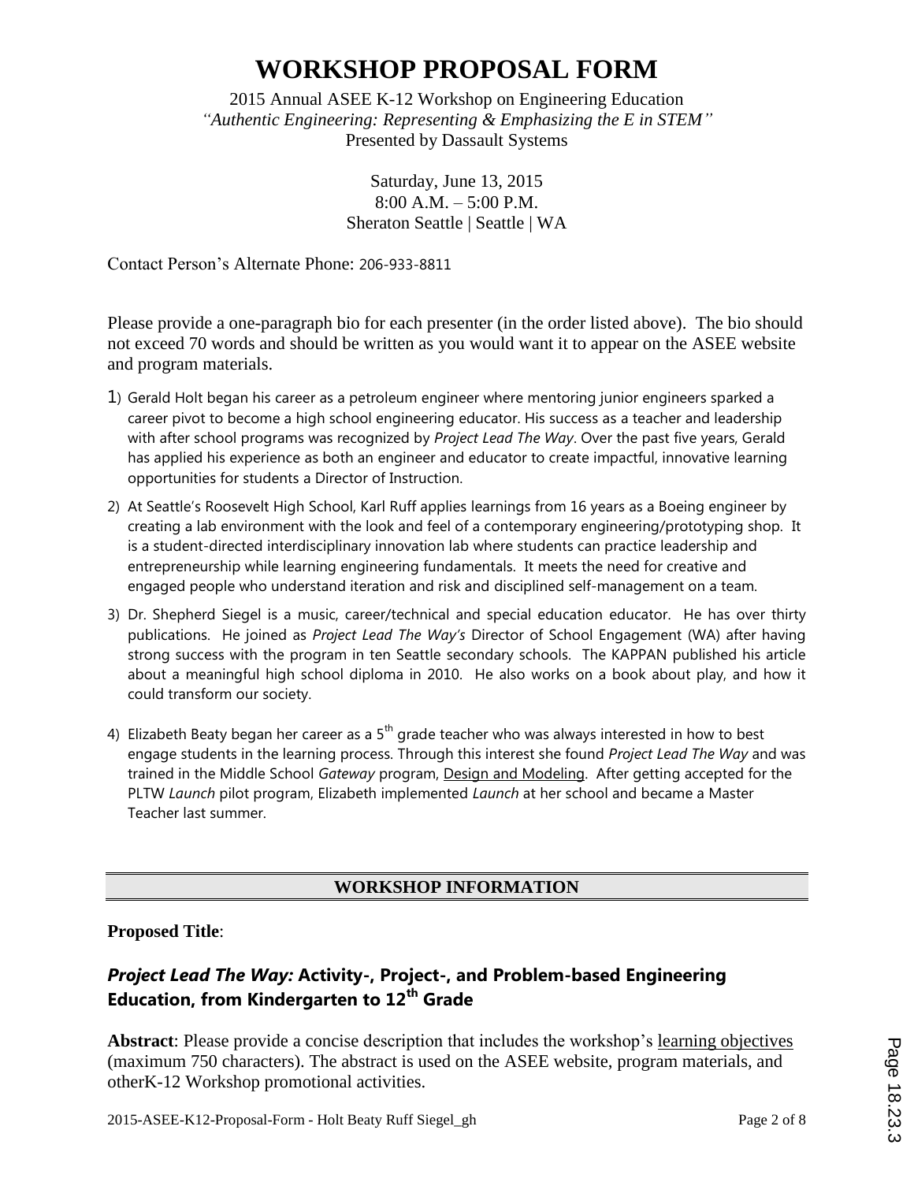# WORKSHOP PROPOSAL FORM

2015 Annual ASEE K-12 Workshop on Engineering Education
*"Authentic Engineering: Representing & Emphasizing the E in STEM"*
Presented by Dassault Systems

Saturday, June 13, 2015
8:00 A.M. – 5:00 P.M.
Sheraton Seattle | Seattle | WA

Contact Person's Alternate Phone: 206-933-8811

Please provide a one-paragraph bio for each presenter (in the order listed above). The bio should not exceed 70 words and should be written as you would want it to appear on the ASEE website and program materials.

1) Gerald Holt began his career as a petroleum engineer where mentoring junior engineers sparked a career pivot to become a high school engineering educator. His success as a teacher and leadership with after school programs was recognized by *Project Lead The Way*. Over the past five years, Gerald has applied his experience as both an engineer and educator to create impactful, innovative learning opportunities for students a Director of Instruction.

2) At Seattle's Roosevelt High School, Karl Ruff applies learnings from 16 years as a Boeing engineer by creating a lab environment with the look and feel of a contemporary engineering/prototyping shop. It is a student-directed interdisciplinary innovation lab where students can practice leadership and entrepreneurship while learning engineering fundamentals. It meets the need for creative and engaged people who understand iteration and risk and disciplined self-management on a team.

3) Dr. Shepherd Siegel is a music, career/technical and special education educator. He has over thirty publications. He joined as *Project Lead The Way's* Director of School Engagement (WA) after having strong success with the program in ten Seattle secondary schools. The KAPPAN published his article about a meaningful high school diploma in 2010. He also works on a book about play, and how it could transform our society.

4) Elizabeth Beaty began her career as a 5th grade teacher who was always interested in how to best engage students in the learning process. Through this interest she found *Project Lead The Way* and was trained in the Middle School *Gateway* program, Design and Modeling. After getting accepted for the PLTW *Launch* pilot program, Elizabeth implemented *Launch* at her school and became a Master Teacher last summer.

## WORKSHOP INFORMATION

**Proposed Title**:

### *Project Lead The Way:* Activity-, Project-, and Problem-based Engineering Education, from Kindergarten to 12th Grade

**Abstract**: Please provide a concise description that includes the workshop's learning objectives (maximum 750 characters). The abstract is used on the ASEE website, program materials, and otherK-12 Workshop promotional activities.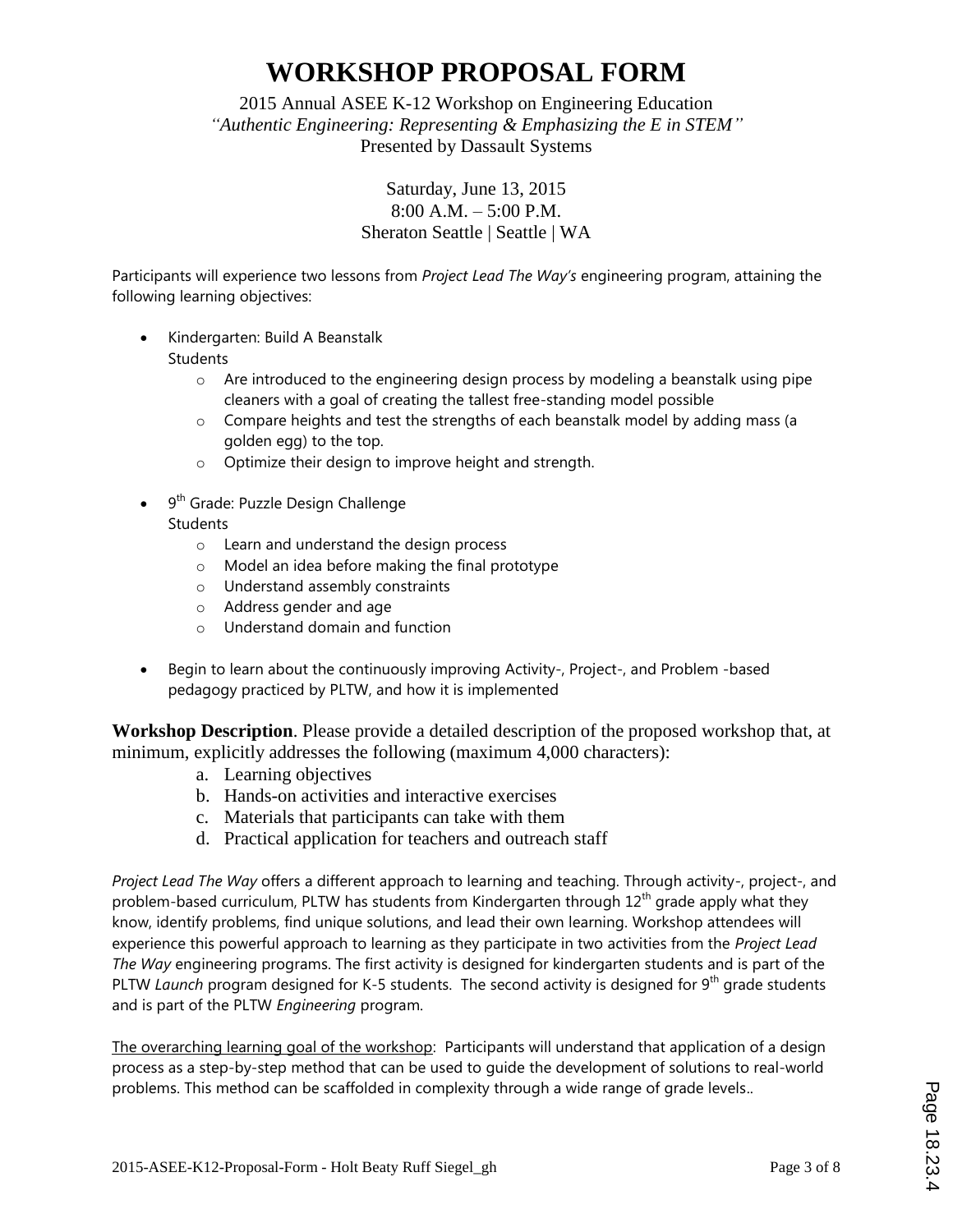# WORKSHOP PROPOSAL FORM

2015 Annual ASEE K-12 Workshop on Engineering Education
*"Authentic Engineering: Representing & Emphasizing the E in STEM"*
Presented by Dassault Systems

Saturday, June 13, 2015
8:00 A.M. – 5:00 P.M.
Sheraton Seattle | Seattle | WA

Participants will experience two lessons from *Project Lead The Way's* engineering program, attaining the following learning objectives:

- Kindergarten: Build A Beanstalk
  Students
  - Are introduced to the engineering design process by modeling a beanstalk using pipe cleaners with a goal of creating the tallest free-standing model possible
  - Compare heights and test the strengths of each beanstalk model by adding mass (a golden egg) to the top.
  - Optimize their design to improve height and strength.
- 9th Grade: Puzzle Design Challenge
  Students
  - Learn and understand the design process
  - Model an idea before making the final prototype
  - Understand assembly constraints
  - Address gender and age
  - Understand domain and function
- Begin to learn about the continuously improving Activity-, Project-, and Problem -based pedagogy practiced by PLTW, and how it is implemented

**Workshop Description**. Please provide a detailed description of the proposed workshop that, at minimum, explicitly addresses the following (maximum 4,000 characters):

a. Learning objectives
b. Hands-on activities and interactive exercises
c. Materials that participants can take with them
d. Practical application for teachers and outreach staff

*Project Lead The Way* offers a different approach to learning and teaching. Through activity-, project-, and problem-based curriculum, PLTW has students from Kindergarten through 12th grade apply what they know, identify problems, find unique solutions, and lead their own learning. Workshop attendees will experience this powerful approach to learning as they participate in two activities from the *Project Lead The Way* engineering programs. The first activity is designed for kindergarten students and is part of the PLTW *Launch* program designed for K-5 students. The second activity is designed for 9th grade students and is part of the PLTW *Engineering* program.

The overarching learning goal of the workshop: Participants will understand that application of a design process as a step-by-step method that can be used to guide the development of solutions to real-world problems. This method can be scaffolded in complexity through a wide range of grade levels..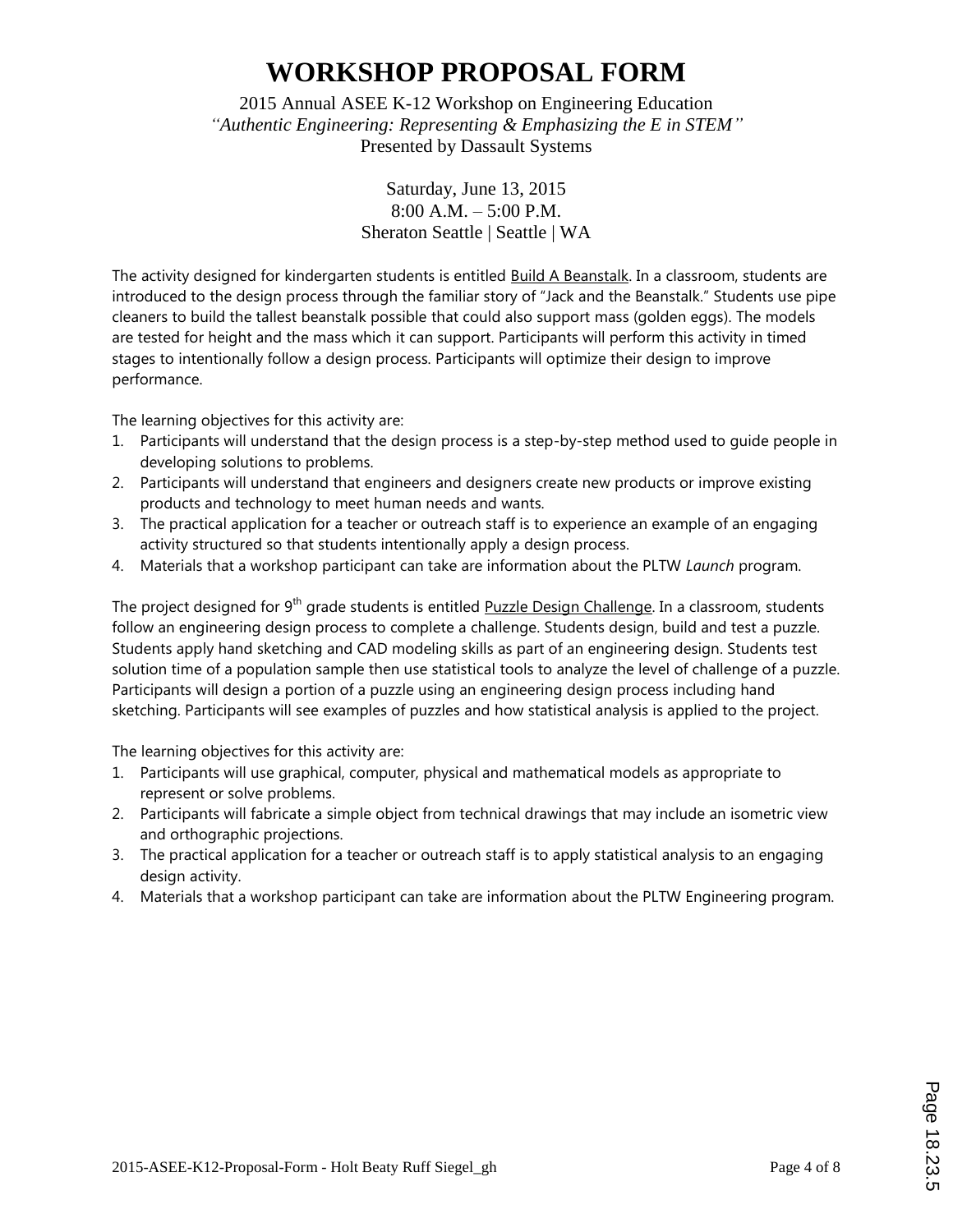# WORKSHOP PROPOSAL FORM

2015 Annual ASEE K-12 Workshop on Engineering Education
*"Authentic Engineering: Representing & Emphasizing the E in STEM"*
Presented by Dassault Systems

Saturday, June 13, 2015
8:00 A.M. – 5:00 P.M.
Sheraton Seattle | Seattle | WA

The activity designed for kindergarten students is entitled Build A Beanstalk. In a classroom, students are introduced to the design process through the familiar story of "Jack and the Beanstalk." Students use pipe cleaners to build the tallest beanstalk possible that could also support mass (golden eggs). The models are tested for height and the mass which it can support. Participants will perform this activity in timed stages to intentionally follow a design process. Participants will optimize their design to improve performance.

The learning objectives for this activity are:

1. Participants will understand that the design process is a step-by-step method used to guide people in developing solutions to problems.
2. Participants will understand that engineers and designers create new products or improve existing products and technology to meet human needs and wants.
3. The practical application for a teacher or outreach staff is to experience an example of an engaging activity structured so that students intentionally apply a design process.
4. Materials that a workshop participant can take are information about the PLTW *Launch* program.

The project designed for 9th grade students is entitled Puzzle Design Challenge. In a classroom, students follow an engineering design process to complete a challenge. Students design, build and test a puzzle. Students apply hand sketching and CAD modeling skills as part of an engineering design. Students test solution time of a population sample then use statistical tools to analyze the level of challenge of a puzzle. Participants will design a portion of a puzzle using an engineering design process including hand sketching. Participants will see examples of puzzles and how statistical analysis is applied to the project.

The learning objectives for this activity are:

1. Participants will use graphical, computer, physical and mathematical models as appropriate to represent or solve problems.
2. Participants will fabricate a simple object from technical drawings that may include an isometric view and orthographic projections.
3. The practical application for a teacher or outreach staff is to apply statistical analysis to an engaging design activity.
4. Materials that a workshop participant can take are information about the PLTW Engineering program.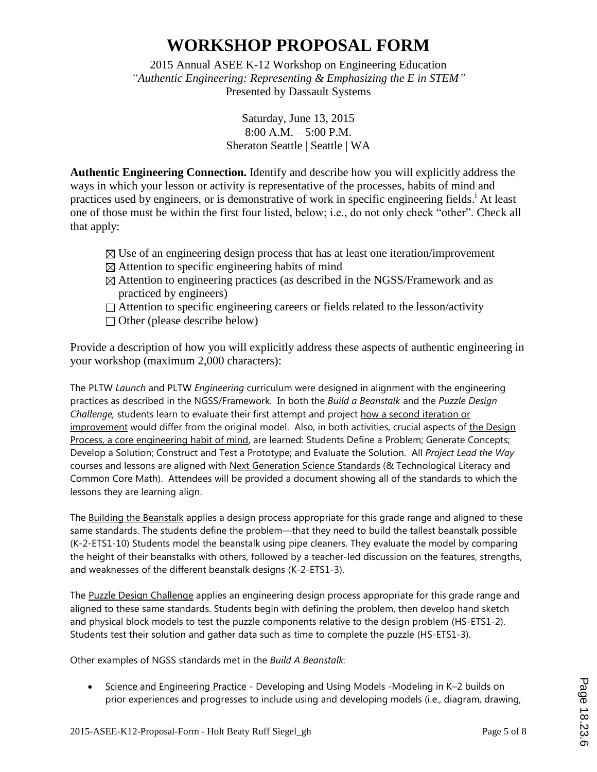# WORKSHOP PROPOSAL FORM

2015 Annual ASEE K-12 Workshop on Engineering Education
*"Authentic Engineering: Representing & Emphasizing the E in STEM"*
Presented by Dassault Systems

Saturday, June 13, 2015
8:00 A.M. – 5:00 P.M.
Sheraton Seattle | Seattle | WA

**Authentic Engineering Connection.** Identify and describe how you will explicitly address the ways in which your lesson or activity is representative of the processes, habits of mind and practices used by engineers, or is demonstrative of work in specific engineering fields.[i] At least one of those must be within the first four listed, below; i.e., do not only check "other". Check all that apply:

- ☒ Use of an engineering design process that has at least one iteration/improvement
- ☒ Attention to specific engineering habits of mind
- ☒ Attention to engineering practices (as described in the NGSS/Framework and as practiced by engineers)
- ☐ Attention to specific engineering careers or fields related to the lesson/activity
- ☐ Other (please describe below)

Provide a description of how you will explicitly address these aspects of authentic engineering in your workshop (maximum 2,000 characters):

The PLTW *Launch* and PLTW *Engineering* curriculum were designed in alignment with the engineering practices as described in the NGSS/Framework. In both the *Build a Beanstalk* and the *Puzzle Design Challenge,* students learn to evaluate their first attempt and project how a second iteration or improvement would differ from the original model. Also, in both activities, crucial aspects of the Design Process, a core engineering habit of mind, are learned: Students Define a Problem; Generate Concepts; Develop a Solution; Construct and Test a Prototype; and Evaluate the Solution. All *Project Lead the Way* courses and lessons are aligned with Next Generation Science Standards (& Technological Literacy and Common Core Math). Attendees will be provided a document showing all of the standards to which the lessons they are learning align.

The Building the Beanstalk applies a design process appropriate for this grade range and aligned to these same standards. The students define the problem—that they need to build the tallest beanstalk possible (K-2-ETS1-10) Students model the beanstalk using pipe cleaners. They evaluate the model by comparing the height of their beanstalks with others, followed by a teacher-led discussion on the features, strengths, and weaknesses of the different beanstalk designs (K-2-ETS1-3).

The Puzzle Design Challenge applies an engineering design process appropriate for this grade range and aligned to these same standards. Students begin with defining the problem, then develop hand sketch and physical block models to test the puzzle components relative to the design problem (HS-ETS1-2). Students test their solution and gather data such as time to complete the puzzle (HS-ETS1-3).

Other examples of NGSS standards met in the *Build A Beanstalk:*

- Science and Engineering Practice - Developing and Using Models -Modeling in K–2 builds on prior experiences and progresses to include using and developing models (i.e., diagram, drawing,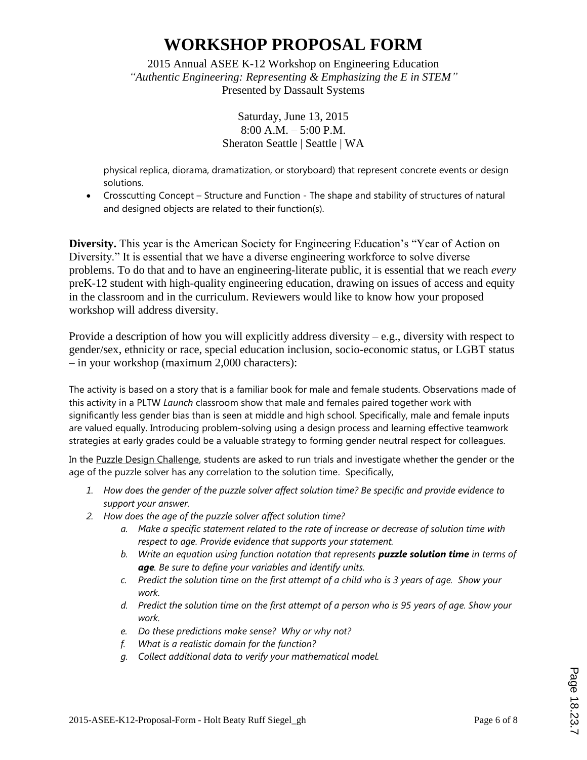# WORKSHOP PROPOSAL FORM

2015 Annual ASEE K-12 Workshop on Engineering Education
*"Authentic Engineering: Representing & Emphasizing the E in STEM"*
Presented by Dassault Systems

Saturday, June 13, 2015
8:00 A.M. – 5:00 P.M.
Sheraton Seattle | Seattle | WA

physical replica, diorama, dramatization, or storyboard) that represent concrete events or design solutions.

- Crosscutting Concept – Structure and Function - The shape and stability of structures of natural and designed objects are related to their function(s).

**Diversity.** This year is the American Society for Engineering Education's "Year of Action on Diversity." It is essential that we have a diverse engineering workforce to solve diverse problems. To do that and to have an engineering-literate public, it is essential that we reach *every* preK-12 student with high-quality engineering education, drawing on issues of access and equity in the classroom and in the curriculum. Reviewers would like to know how your proposed workshop will address diversity.

Provide a description of how you will explicitly address diversity – e.g., diversity with respect to gender/sex, ethnicity or race, special education inclusion, socio-economic status, or LGBT status – in your workshop (maximum 2,000 characters):

The activity is based on a story that is a familiar book for male and female students. Observations made of this activity in a PLTW *Launch* classroom show that male and females paired together work with significantly less gender bias than is seen at middle and high school. Specifically, male and female inputs are valued equally. Introducing problem-solving using a design process and learning effective teamwork strategies at early grades could be a valuable strategy to forming gender neutral respect for colleagues.

In the Puzzle Design Challenge, students are asked to run trials and investigate whether the gender or the age of the puzzle solver has any correlation to the solution time. Specifically,

1. *How does the gender of the puzzle solver affect solution time? Be specific and provide evidence to support your answer.*
2. *How does the age of the puzzle solver affect solution time?*
   a. *Make a specific statement related to the rate of increase or decrease of solution time with respect to age. Provide evidence that supports your statement.*
   b. *Write an equation using function notation that represents* ***puzzle solution time*** *in terms of* ***age****. Be sure to define your variables and identify units.*
   c. *Predict the solution time on the first attempt of a child who is 3 years of age. Show your work.*
   d. *Predict the solution time on the first attempt of a person who is 95 years of age. Show your work.*
   e. *Do these predictions make sense? Why or why not?*
   f. *What is a realistic domain for the function?*
   g. *Collect additional data to verify your mathematical model.*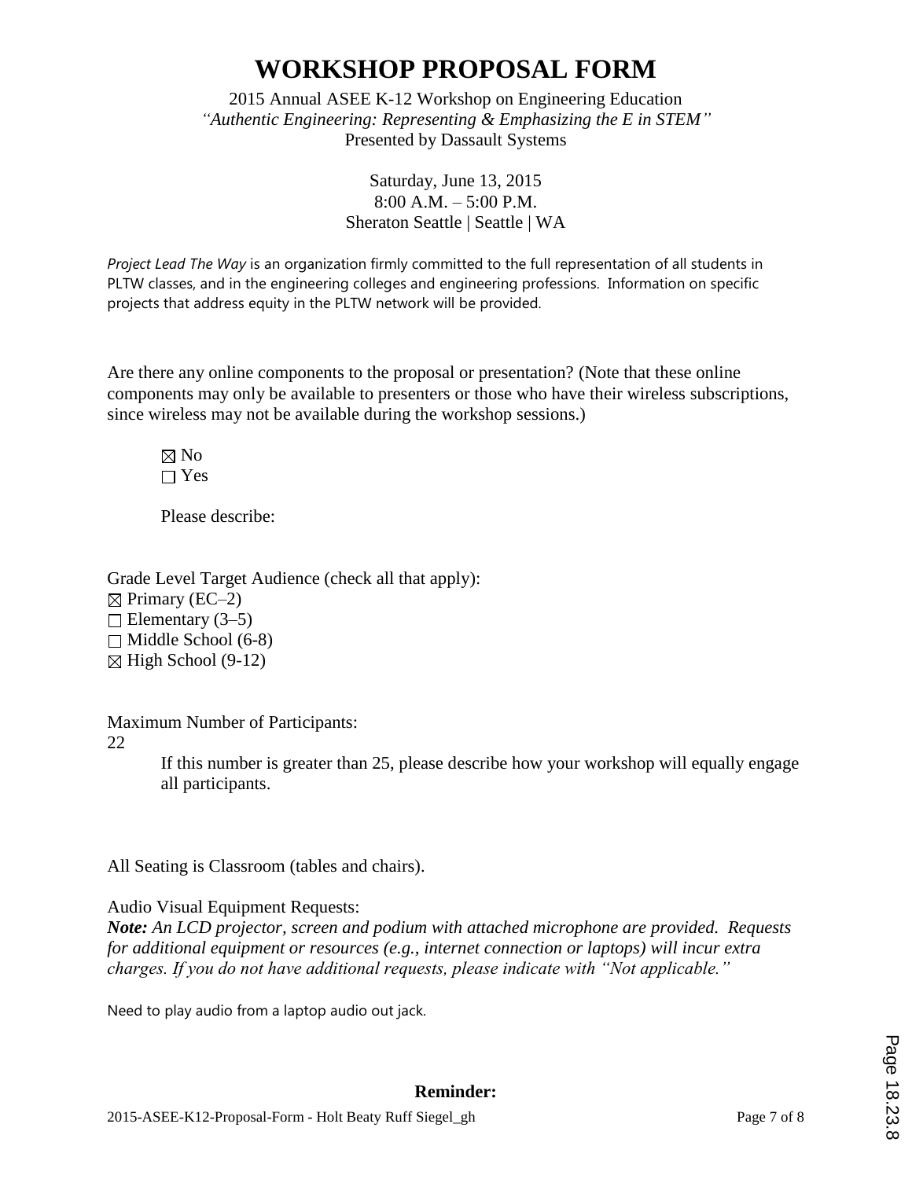# WORKSHOP PROPOSAL FORM

2015 Annual ASEE K-12 Workshop on Engineering Education
*"Authentic Engineering: Representing & Emphasizing the E in STEM"*
Presented by Dassault Systems

Saturday, June 13, 2015
8:00 A.M. – 5:00 P.M.
Sheraton Seattle | Seattle | WA

*Project Lead The Way* is an organization firmly committed to the full representation of all students in PLTW classes, and in the engineering colleges and engineering professions. Information on specific projects that address equity in the PLTW network will be provided.

Are there any online components to the proposal or presentation? (Note that these online components may only be available to presenters or those who have their wireless subscriptions, since wireless may not be available during the workshop sessions.)

☒ No
☐ Yes

Please describe:

Grade Level Target Audience (check all that apply):
☒ Primary (EC–2)
☐ Elementary (3–5)
☐ Middle School (6-8)
☒ High School (9-12)

Maximum Number of Participants:
22

If this number is greater than 25, please describe how your workshop will equally engage all participants.

All Seating is Classroom (tables and chairs).

Audio Visual Equipment Requests:
***Note:*** *An LCD projector, screen and podium with attached microphone are provided. Requests for additional equipment or resources (e.g., internet connection or laptops) will incur extra charges. If you do not have additional requests, please indicate with "Not applicable."*

Need to play audio from a laptop audio out jack.

**Reminder:**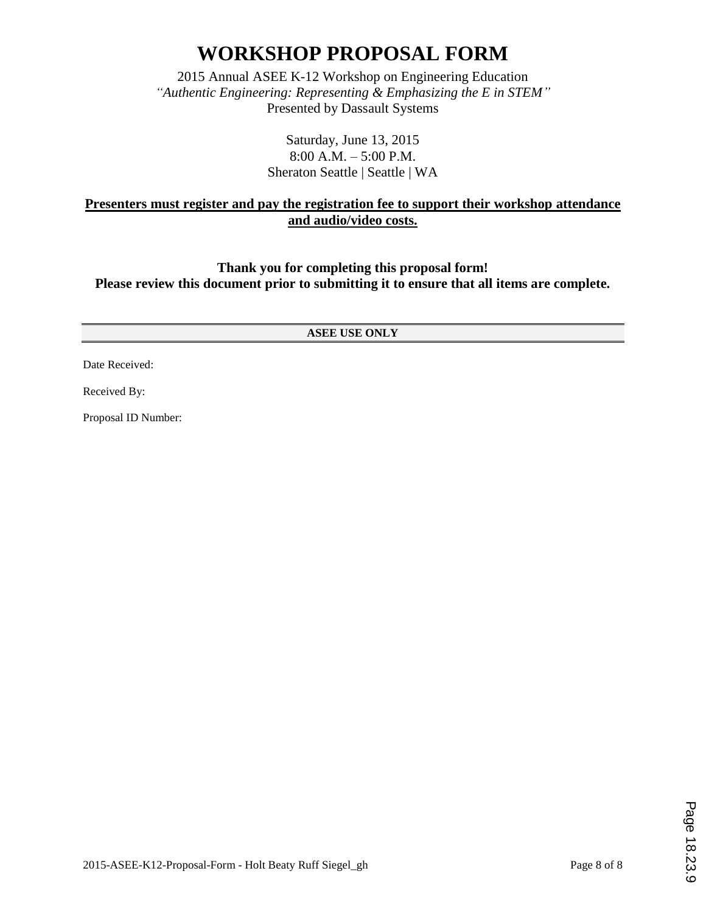# WORKSHOP PROPOSAL FORM

2015 Annual ASEE K-12 Workshop on Engineering Education
*"Authentic Engineering: Representing & Emphasizing the E in STEM"*
Presented by Dassault Systems

Saturday, June 13, 2015
8:00 A.M. – 5:00 P.M.
Sheraton Seattle | Seattle | WA

**Presenters must register and pay the registration fee to support their workshop attendance and audio/video costs.**

**Thank you for completing this proposal form!**
**Please review this document prior to submitting it to ensure that all items are complete.**

**ASEE USE ONLY**

Date Received:

Received By:

Proposal ID Number: